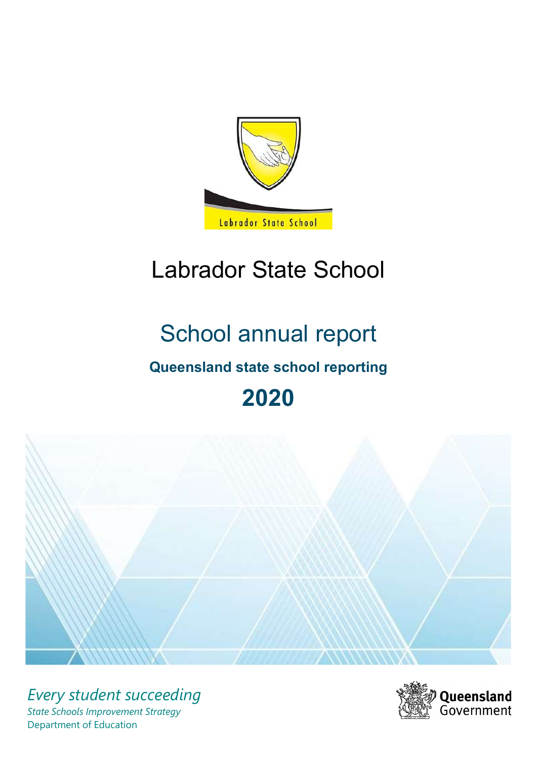# Labrador State School

## School annual report

### Queensland state school reporting

## 2020

*Every student succeeding*

*State Schools Improvement Strategy*

Department of Education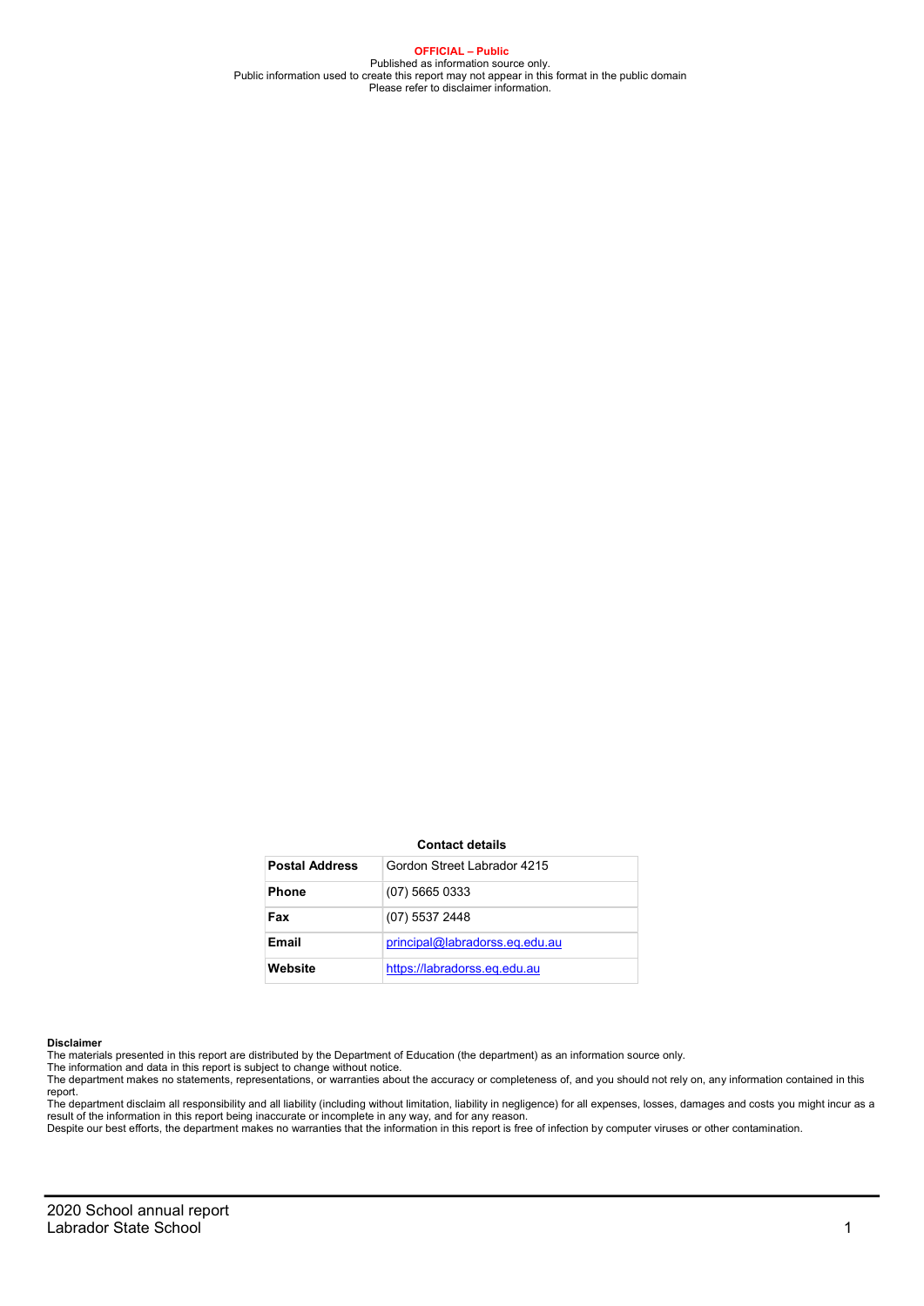**OFFICIAL – Public**

Published as information source only.
Public information used to create this report may not appear in this format in the public domain
Please refer to disclaimer information.

**Contact details**

| | |
|---|---|
| **Postal Address** | Gordon Street Labrador 4215 |
| **Phone** | (07) 5665 0333 |
| **Fax** | (07) 5537 2448 |
| **Email** | principal@labradorss.eq.edu.au |
| **Website** | https://labradorss.eq.edu.au |

**Disclaimer**

The materials presented in this report are distributed by the Department of Education (the department) as an information source only.
The information and data in this report is subject to change without notice.
The department makes no statements, representations, or warranties about the accuracy or completeness of, and you should not rely on, any information contained in this report.
The department disclaim all responsibility and all liability (including without limitation, liability in negligence) for all expenses, losses, damages and costs you might incur as a result of the information in this report being inaccurate or incomplete in any way, and for any reason.
Despite our best efforts, the department makes no warranties that the information in this report is free of infection by computer viruses or other contamination.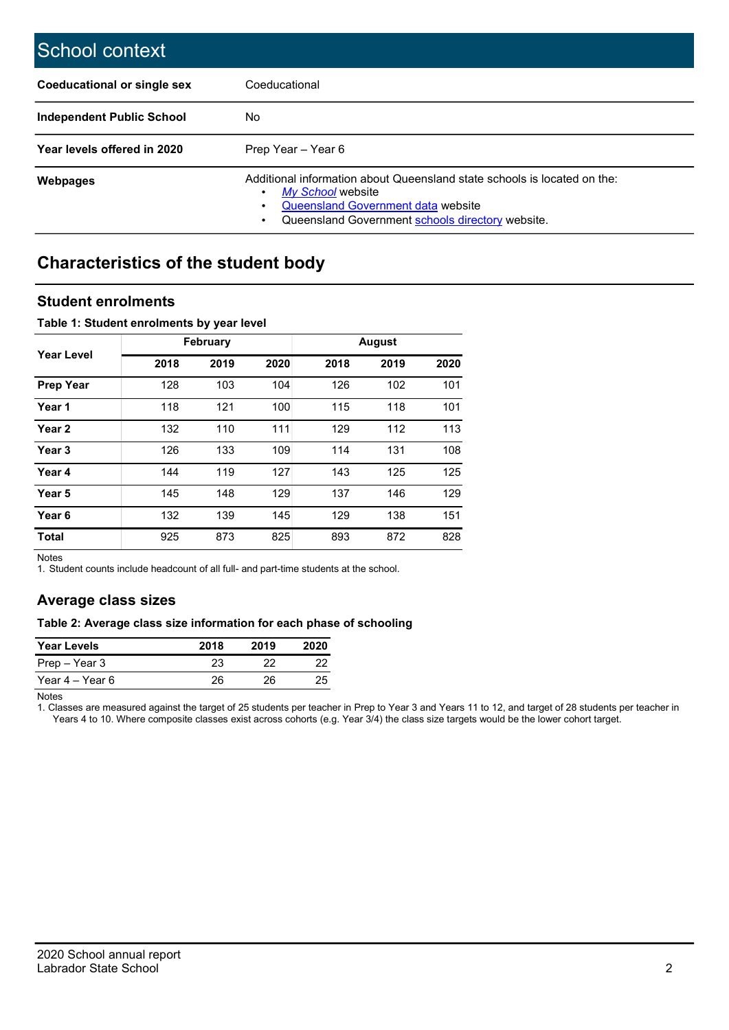# School context

| | |
|---|---|
| **Coeducational or single sex** | Coeducational |
| **Independent Public School** | No |
| **Year levels offered in 2020** | Prep Year – Year 6 |
| **Webpages** | Additional information about Queensland state schools is located on the: <br>• *My School* website <br>• Queensland Government data website <br>• Queensland Government schools directory website. |

## Characteristics of the student body

### Student enrolments

**Table 1: Student enrolments by year level**

| Year Level | February | | | August | | |
|---|---|---|---|---|---|---|
| | 2018 | 2019 | 2020 | 2018 | 2019 | 2020 |
| **Prep Year** | 128 | 103 | 104 | 126 | 102 | 101 |
| **Year 1** | 118 | 121 | 100 | 115 | 118 | 101 |
| **Year 2** | 132 | 110 | 111 | 129 | 112 | 113 |
| **Year 3** | 126 | 133 | 109 | 114 | 131 | 108 |
| **Year 4** | 144 | 119 | 127 | 143 | 125 | 125 |
| **Year 5** | 145 | 148 | 129 | 137 | 146 | 129 |
| **Year 6** | 132 | 139 | 145 | 129 | 138 | 151 |
| **Total** | 925 | 873 | 825 | 893 | 872 | 828 |

Notes
1. Student counts include headcount of all full- and part-time students at the school.

### Average class sizes

**Table 2: Average class size information for each phase of schooling**

| Year Levels | 2018 | 2019 | 2020 |
|---|---|---|---|
| Prep – Year 3 | 23 | 22 | 22 |
| Year 4 – Year 6 | 26 | 26 | 25 |

Notes
1. Classes are measured against the target of 25 students per teacher in Prep to Year 3 and Years 11 to 12, and target of 28 students per teacher in Years 4 to 10. Where composite classes exist across cohorts (e.g. Year 3/4) the class size targets would be the lower cohort target.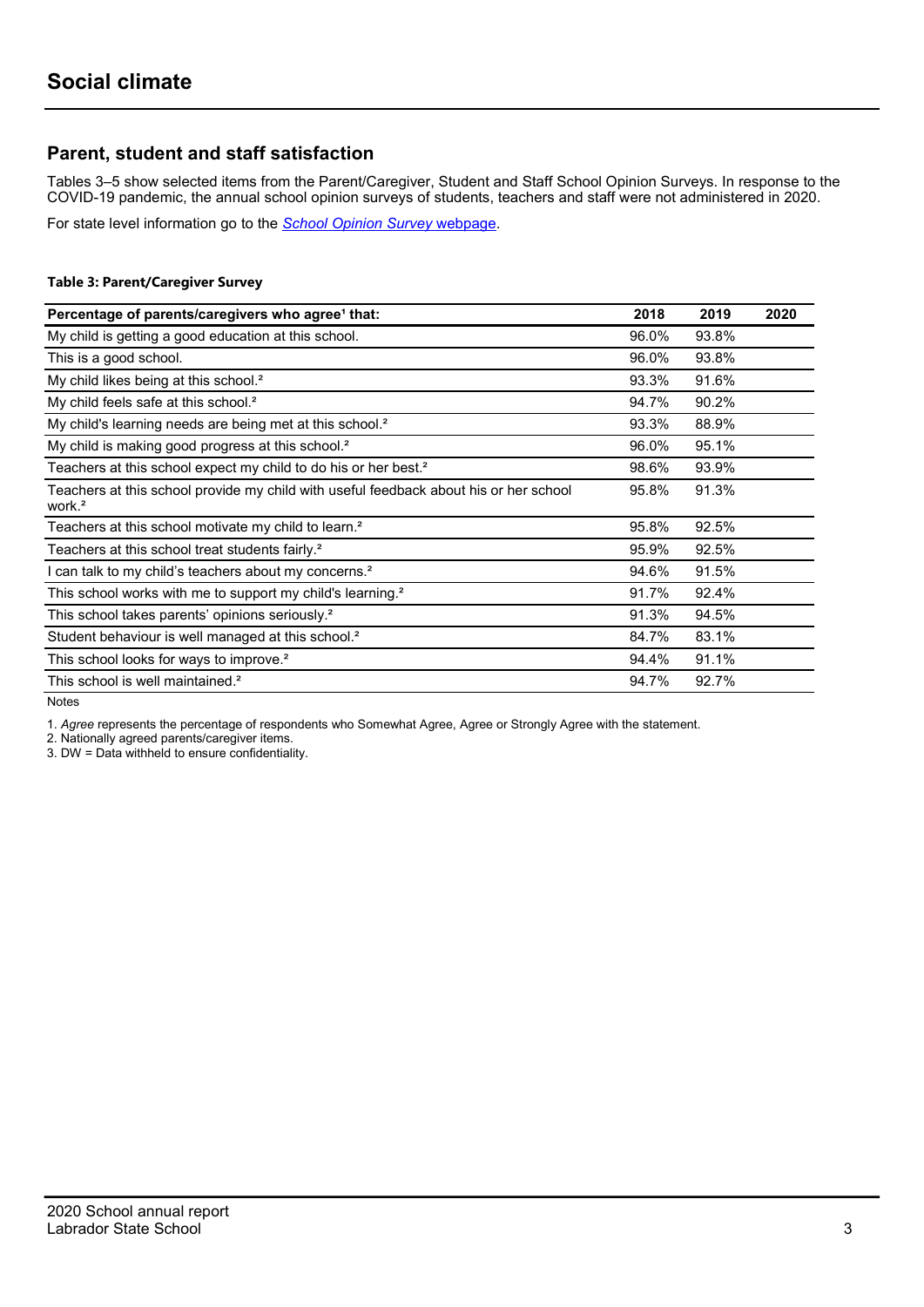# Social climate

## Parent, student and staff satisfaction

Tables 3–5 show selected items from the Parent/Caregiver, Student and Staff School Opinion Surveys. In response to the COVID-19 pandemic, the annual school opinion surveys of students, teachers and staff were not administered in 2020.

For state level information go to the *School Opinion Survey* webpage.

**Table 3: Parent/Caregiver Survey**

| Percentage of parents/caregivers who agree[1] that: | 2018 | 2019 | 2020 |
|---|---|---|---|
| My child is getting a good education at this school. | 96.0% | 93.8% | |
| This is a good school. | 96.0% | 93.8% | |
| My child likes being at this school.[2] | 93.3% | 91.6% | |
| My child feels safe at this school.[2] | 94.7% | 90.2% | |
| My child's learning needs are being met at this school.[2] | 93.3% | 88.9% | |
| My child is making good progress at this school.[2] | 96.0% | 95.1% | |
| Teachers at this school expect my child to do his or her best.[2] | 98.6% | 93.9% | |
| Teachers at this school provide my child with useful feedback about his or her school work.[2] | 95.8% | 91.3% | |
| Teachers at this school motivate my child to learn.[2] | 95.8% | 92.5% | |
| Teachers at this school treat students fairly.[2] | 95.9% | 92.5% | |
| I can talk to my child's teachers about my concerns.[2] | 94.6% | 91.5% | |
| This school works with me to support my child's learning.[2] | 91.7% | 92.4% | |
| This school takes parents' opinions seriously.[2] | 91.3% | 94.5% | |
| Student behaviour is well managed at this school.[2] | 84.7% | 83.1% | |
| This school looks for ways to improve.[2] | 94.4% | 91.1% | |
| This school is well maintained.[2] | 94.7% | 92.7% | |

Notes

1. *Agree* represents the percentage of respondents who Somewhat Agree, Agree or Strongly Agree with the statement.
2. Nationally agreed parents/caregiver items.
3. DW = Data withheld to ensure confidentiality.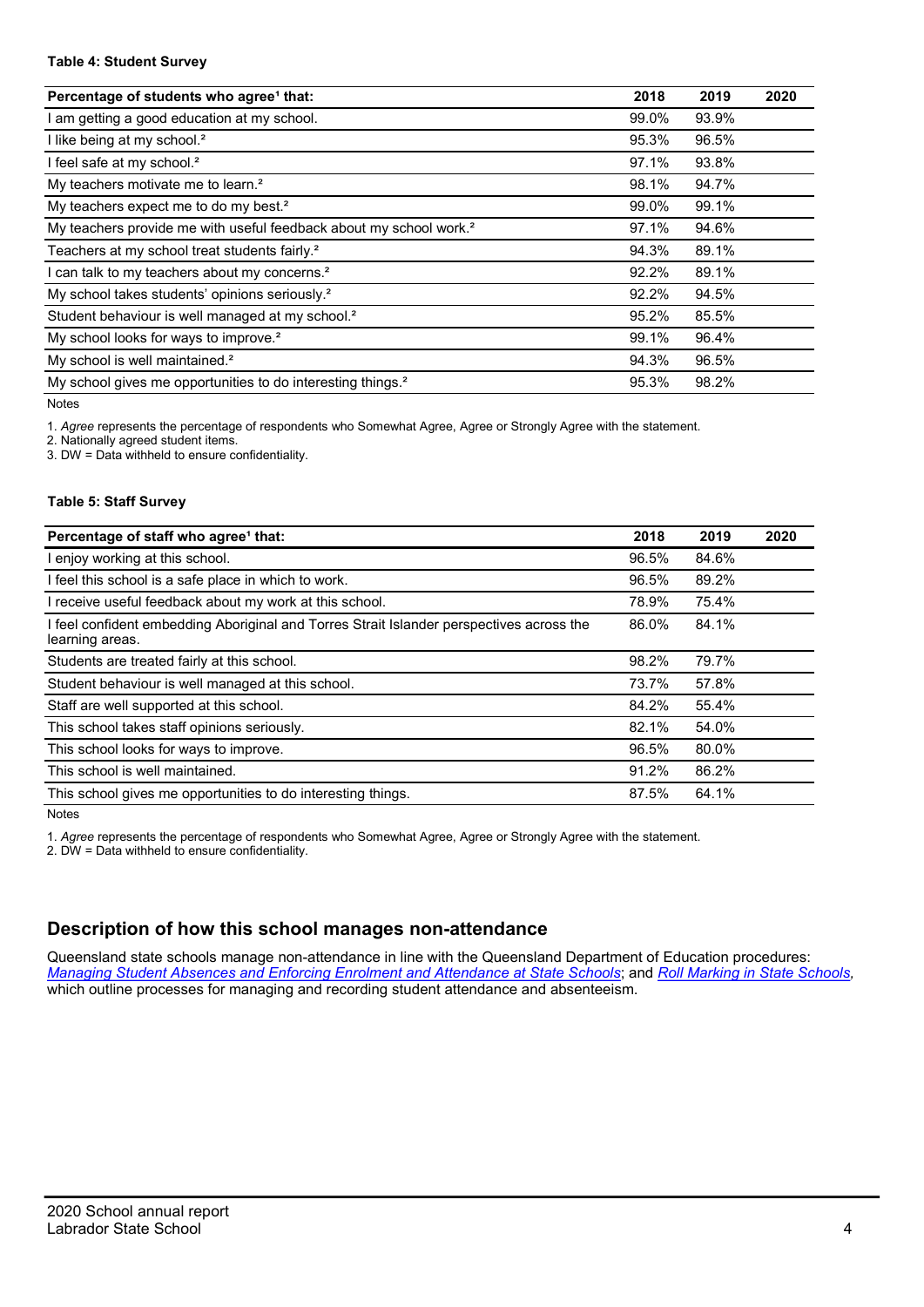**Table 4: Student Survey**

| Percentage of students who agree[1] that: | 2018 | 2019 | 2020 |
|---|---|---|---|
| I am getting a good education at my school. | 99.0% | 93.9% | |
| I like being at my school.[2] | 95.3% | 96.5% | |
| I feel safe at my school.[2] | 97.1% | 93.8% | |
| My teachers motivate me to learn.[2] | 98.1% | 94.7% | |
| My teachers expect me to do my best.[2] | 99.0% | 99.1% | |
| My teachers provide me with useful feedback about my school work.[2] | 97.1% | 94.6% | |
| Teachers at my school treat students fairly.[2] | 94.3% | 89.1% | |
| I can talk to my teachers about my concerns.[2] | 92.2% | 89.1% | |
| My school takes students' opinions seriously.[2] | 92.2% | 94.5% | |
| Student behaviour is well managed at my school.[2] | 95.2% | 85.5% | |
| My school looks for ways to improve.[2] | 99.1% | 96.4% | |
| My school is well maintained.[2] | 94.3% | 96.5% | |
| My school gives me opportunities to do interesting things.[2] | 95.3% | 98.2% | |

Notes

1. *Agree* represents the percentage of respondents who Somewhat Agree, Agree or Strongly Agree with the statement.
2. Nationally agreed student items.
3. DW = Data withheld to ensure confidentiality.

**Table 5: Staff Survey**

| Percentage of staff who agree[1] that: | 2018 | 2019 | 2020 |
|---|---|---|---|
| I enjoy working at this school. | 96.5% | 84.6% | |
| I feel this school is a safe place in which to work. | 96.5% | 89.2% | |
| I receive useful feedback about my work at this school. | 78.9% | 75.4% | |
| I feel confident embedding Aboriginal and Torres Strait Islander perspectives across the learning areas. | 86.0% | 84.1% | |
| Students are treated fairly at this school. | 98.2% | 79.7% | |
| Student behaviour is well managed at this school. | 73.7% | 57.8% | |
| Staff are well supported at this school. | 84.2% | 55.4% | |
| This school takes staff opinions seriously. | 82.1% | 54.0% | |
| This school looks for ways to improve. | 96.5% | 80.0% | |
| This school is well maintained. | 91.2% | 86.2% | |
| This school gives me opportunities to do interesting things. | 87.5% | 64.1% | |

Notes

1. *Agree* represents the percentage of respondents who Somewhat Agree, Agree or Strongly Agree with the statement.
2. DW = Data withheld to ensure confidentiality.

## Description of how this school manages non-attendance

Queensland state schools manage non-attendance in line with the Queensland Department of Education procedures: *Managing Student Absences and Enforcing Enrolment and Attendance at State Schools*; and *Roll Marking in State Schools*, which outline processes for managing and recording student attendance and absenteeism.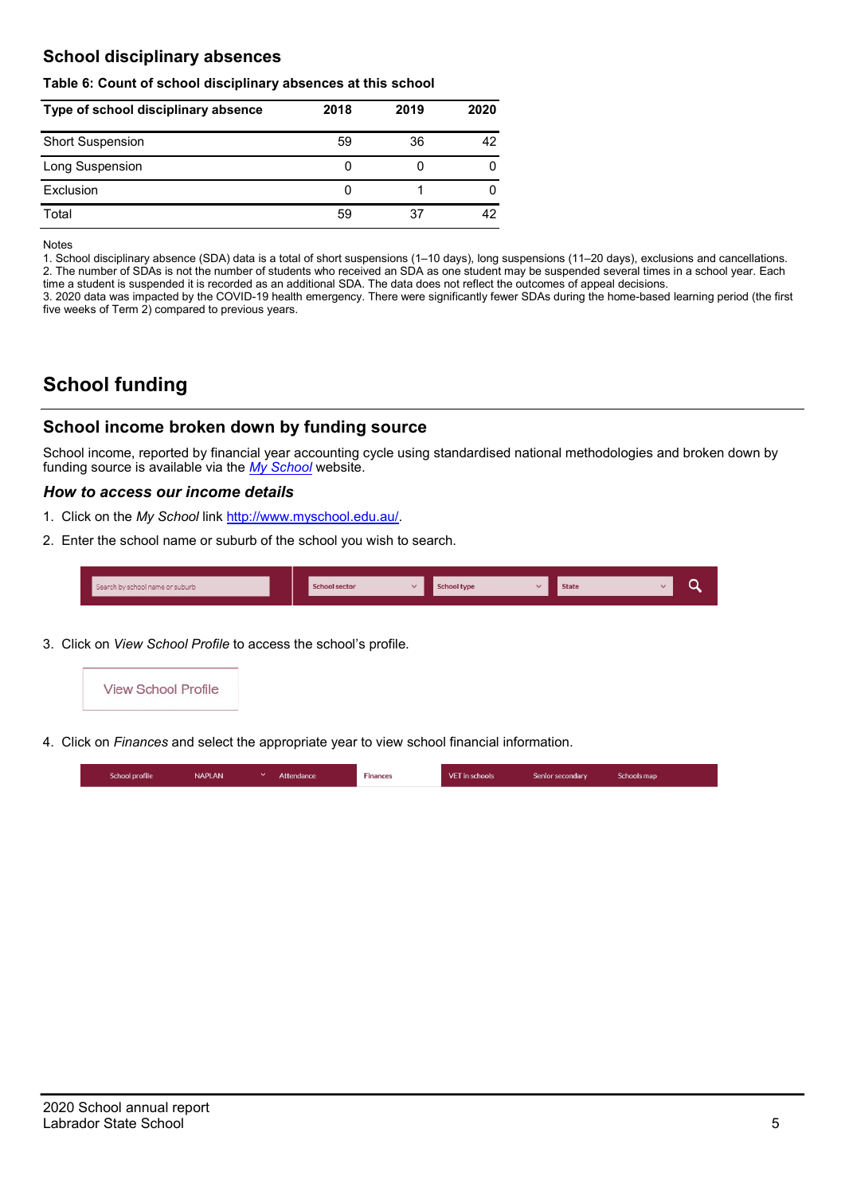## School disciplinary absences

**Table 6: Count of school disciplinary absences at this school**

| Type of school disciplinary absence | 2018 | 2019 | 2020 |
|---|---|---|---|
| Short Suspension | 59 | 36 | 42 |
| Long Suspension | 0 | 0 | 0 |
| Exclusion | 0 | 1 | 0 |
| Total | 59 | 37 | 42 |

Notes

1. School disciplinary absence (SDA) data is a total of short suspensions (1–10 days), long suspensions (11–20 days), exclusions and cancellations.
2. The number of SDAs is not the number of students who received an SDA as one student may be suspended several times in a school year. Each time a student is suspended it is recorded as an additional SDA. The data does not reflect the outcomes of appeal decisions.
3. 2020 data was impacted by the COVID-19 health emergency. There were significantly fewer SDAs during the home-based learning period (the first five weeks of Term 2) compared to previous years.

# School funding

## School income broken down by funding source

School income, reported by financial year accounting cycle using standardised national methodologies and broken down by funding source is available via the *My School* website.

### *How to access our income details*

1. Click on the *My School* link http://www.myschool.edu.au/.
2. Enter the school name or suburb of the school you wish to search.

Search by school name or suburb | School sector | School type | State

3. Click on *View School Profile* to access the school's profile.

View School Profile

4. Click on *Finances* and select the appropriate year to view school financial information.

School profile | NAPLAN | Attendance | Finances | VET in schools | Senior secondary | Schools map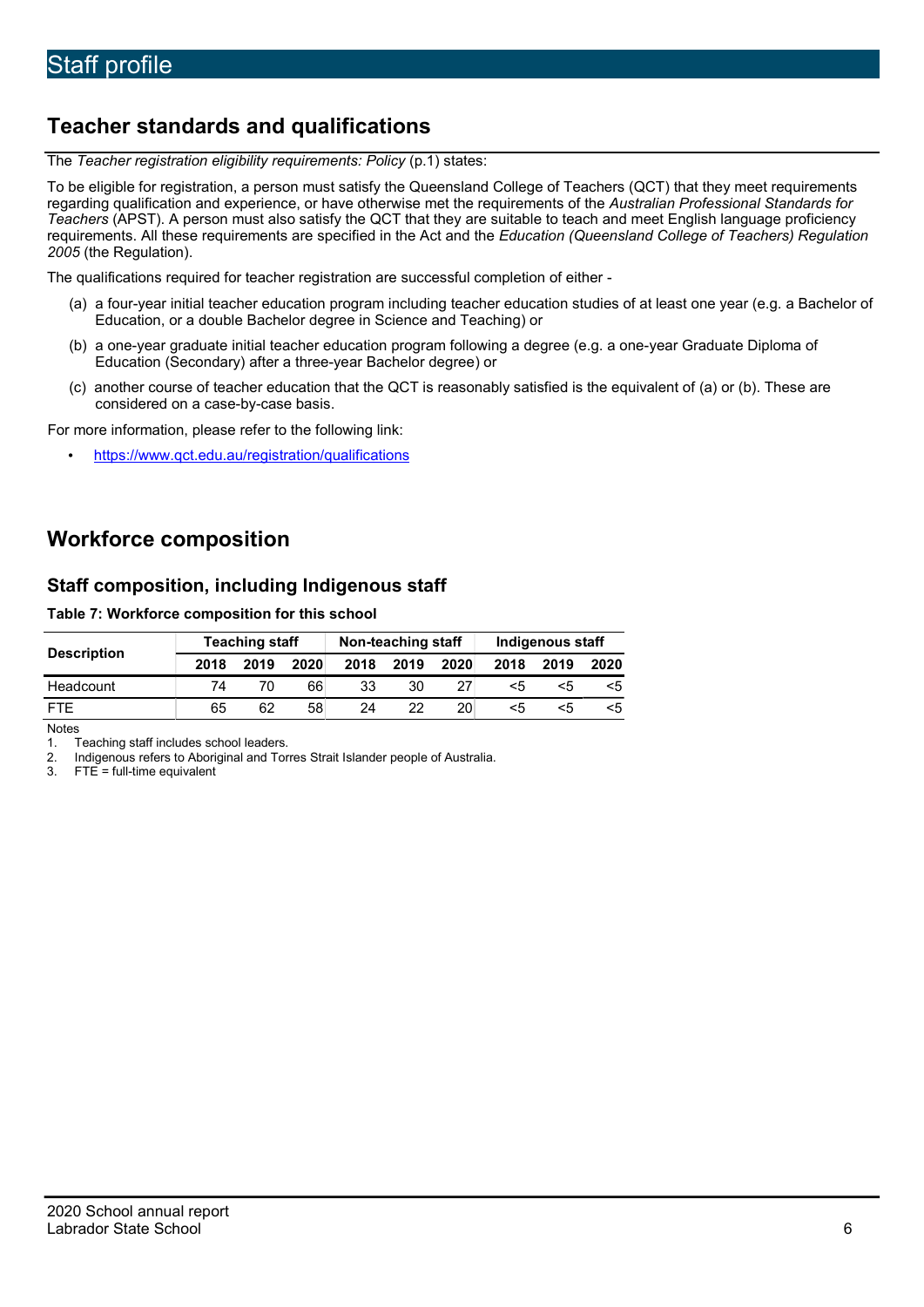# Staff profile

## Teacher standards and qualifications

The *Teacher registration eligibility requirements: Policy* (p.1) states:

To be eligible for registration, a person must satisfy the Queensland College of Teachers (QCT) that they meet requirements regarding qualification and experience, or have otherwise met the requirements of the *Australian Professional Standards for Teachers* (APST). A person must also satisfy the QCT that they are suitable to teach and meet English language proficiency requirements. All these requirements are specified in the Act and the *Education (Queensland College of Teachers) Regulation 2005* (the Regulation).

The qualifications required for teacher registration are successful completion of either -

(a) a four-year initial teacher education program including teacher education studies of at least one year (e.g. a Bachelor of Education, or a double Bachelor degree in Science and Teaching) or

(b) a one-year graduate initial teacher education program following a degree (e.g. a one-year Graduate Diploma of Education (Secondary) after a three-year Bachelor degree) or

(c) another course of teacher education that the QCT is reasonably satisfied is the equivalent of (a) or (b). These are considered on a case-by-case basis.

For more information, please refer to the following link:

- https://www.qct.edu.au/registration/qualifications

## Workforce composition

### Staff composition, including Indigenous staff

**Table 7: Workforce composition for this school**

| Description | Teaching staff | | | Non-teaching staff | | | Indigenous staff | | |
|---|---|---|---|---|---|---|---|---|---|
| | 2018 | 2019 | 2020 | 2018 | 2019 | 2020 | 2018 | 2019 | 2020 |
| Headcount | 74 | 70 | 66 | 33 | 30 | 27 | <5 | <5 | <5 |
| FTE | 65 | 62 | 58 | 24 | 22 | 20 | <5 | <5 | <5 |

Notes

1. Teaching staff includes school leaders.
2. Indigenous refers to Aboriginal and Torres Strait Islander people of Australia.
3. FTE = full-time equivalent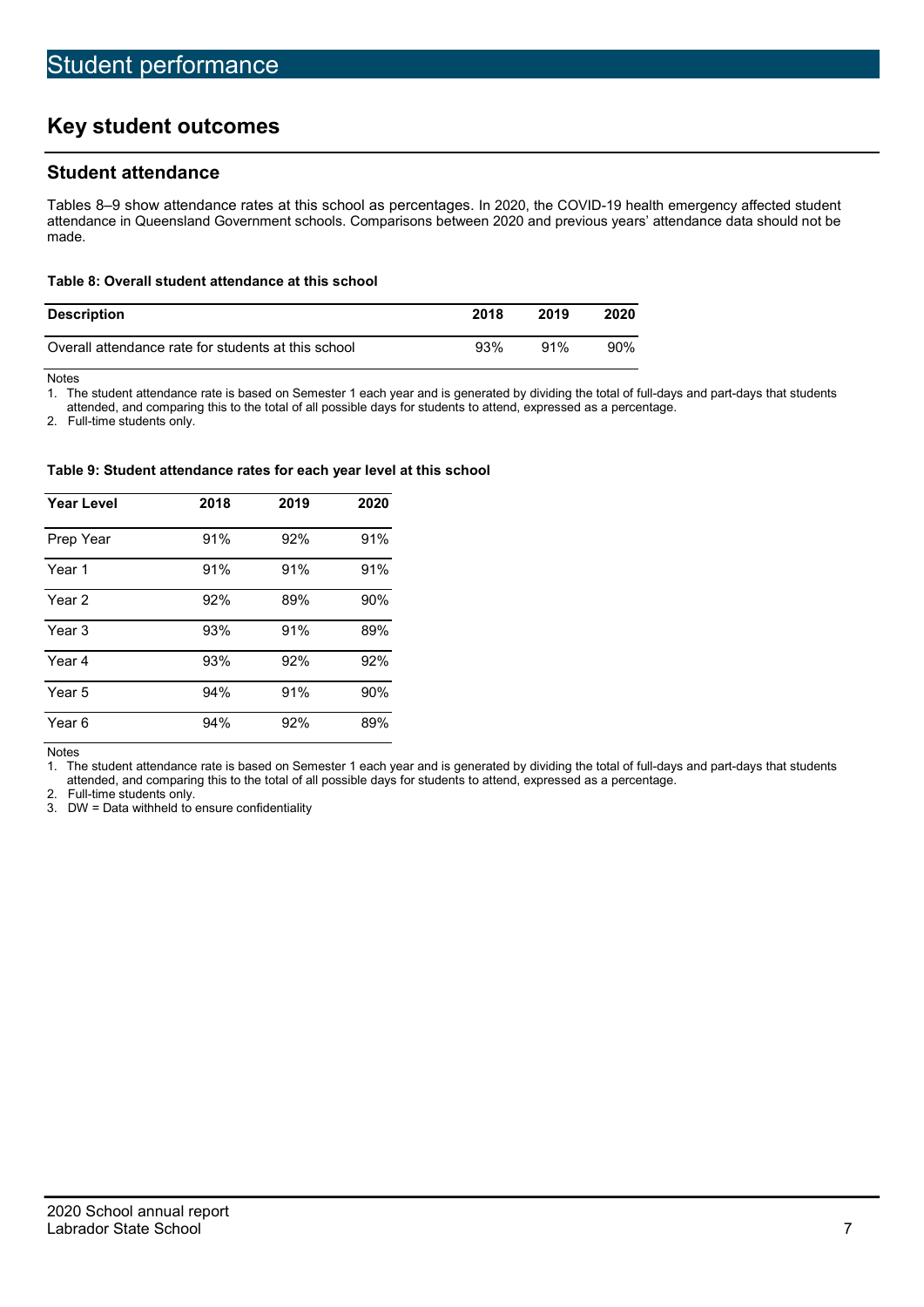# Student performance

## Key student outcomes

### Student attendance

Tables 8–9 show attendance rates at this school as percentages. In 2020, the COVID-19 health emergency affected student attendance in Queensland Government schools. Comparisons between 2020 and previous years' attendance data should not be made.

**Table 8: Overall student attendance at this school**

| Description | 2018 | 2019 | 2020 |
|---|---|---|---|
| Overall attendance rate for students at this school | 93% | 91% | 90% |

Notes

1. The student attendance rate is based on Semester 1 each year and is generated by dividing the total of full-days and part-days that students attended, and comparing this to the total of all possible days for students to attend, expressed as a percentage.
2. Full-time students only.

**Table 9: Student attendance rates for each year level at this school**

| Year Level | 2018 | 2019 | 2020 |
|---|---|---|---|
| Prep Year | 91% | 92% | 91% |
| Year 1 | 91% | 91% | 91% |
| Year 2 | 92% | 89% | 90% |
| Year 3 | 93% | 91% | 89% |
| Year 4 | 93% | 92% | 92% |
| Year 5 | 94% | 91% | 90% |
| Year 6 | 94% | 92% | 89% |

Notes

1. The student attendance rate is based on Semester 1 each year and is generated by dividing the total of full-days and part-days that students attended, and comparing this to the total of all possible days for students to attend, expressed as a percentage.
2. Full-time students only.
3. DW = Data withheld to ensure confidentiality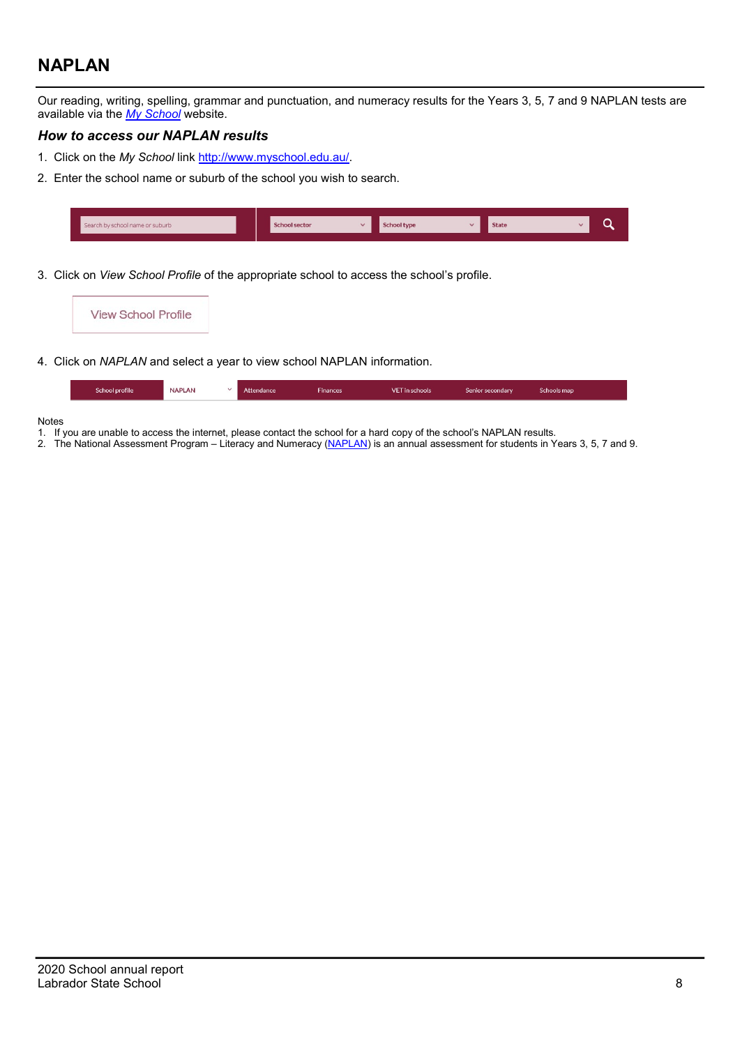## NAPLAN

Our reading, writing, spelling, grammar and punctuation, and numeracy results for the Years 3, 5, 7 and 9 NAPLAN tests are available via the *My School* website.

### *How to access our NAPLAN results*

1. Click on the *My School* link http://www.myschool.edu.au/.
2. Enter the school name or suburb of the school you wish to search.

Search by school name or suburb | School sector | School type | State

3. Click on *View School Profile* of the appropriate school to access the school's profile.

View School Profile

4. Click on *NAPLAN* and select a year to view school NAPLAN information.

School profile | NAPLAN | Attendance | Finances | VET in schools | Senior secondary | Schools map

Notes
1. If you are unable to access the internet, please contact the school for a hard copy of the school's NAPLAN results.
2. The National Assessment Program – Literacy and Numeracy (NAPLAN) is an annual assessment for students in Years 3, 5, 7 and 9.